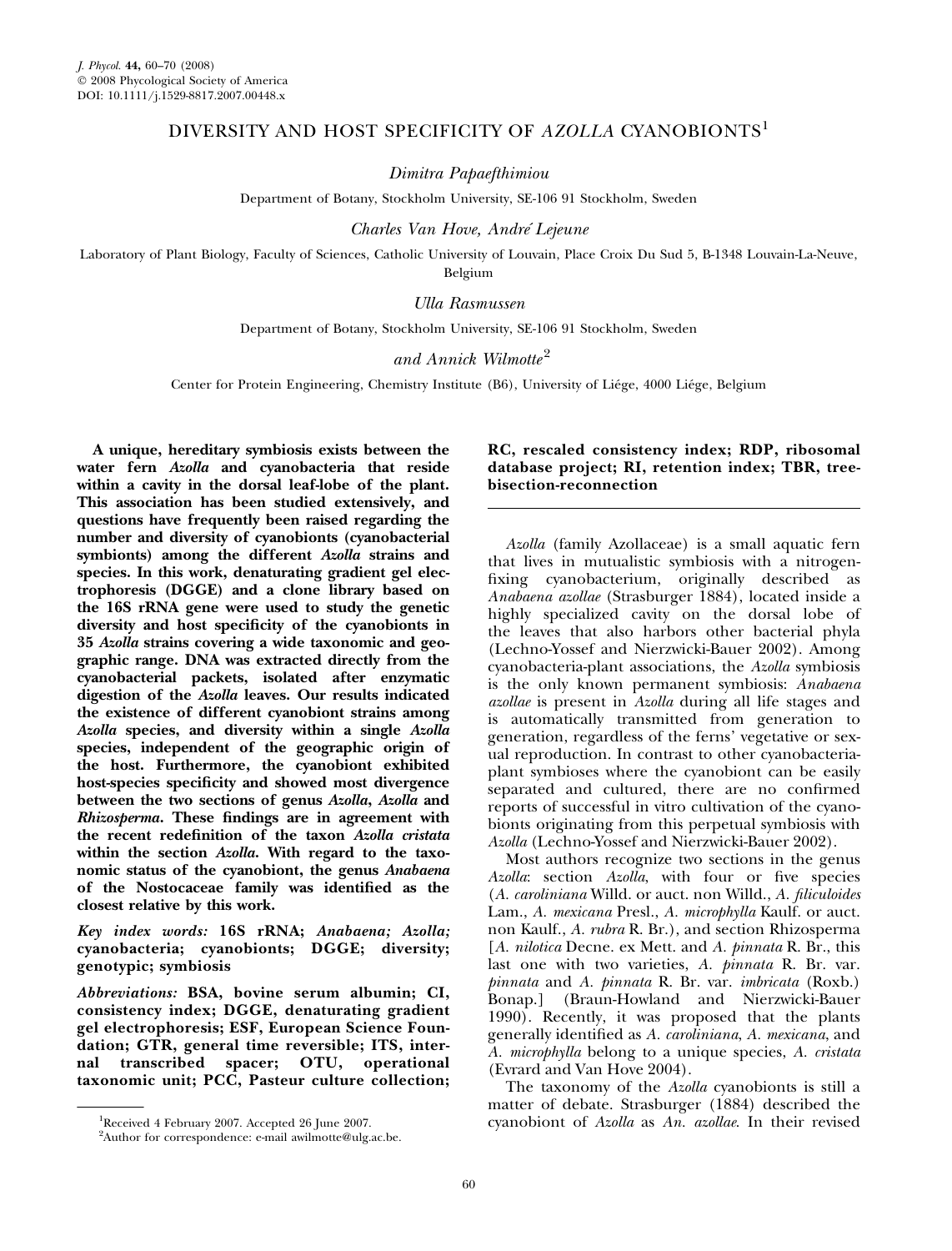# DIVERSITY AND HOST SPECIFICITY OF *AZOLLA* CYANOBIONTS[1]

*Dimitra Papaefthimiou*

Department of Botany, Stockholm University, SE-106 91 Stockholm, Sweden

*Charles Van Hove, André Lejeune*

Laboratory of Plant Biology, Faculty of Sciences, Catholic University of Louvain, Place Croix Du Sud 5, B-1348 Louvain-La-Neuve, Belgium

*Ulla Rasmussen*

Department of Botany, Stockholm University, SE-106 91 Stockholm, Sweden

*and Annick Wilmotte*[2]

Center for Protein Engineering, Chemistry Institute (B6), University of Liége, 4000 Liége, Belgium

**A unique, hereditary symbiosis exists between the water fern *Azolla* and cyanobacteria that reside within a cavity in the dorsal leaf-lobe of the plant. This association has been studied extensively, and questions have frequently been raised regarding the number and diversity of cyanobionts (cyanobacterial symbionts) among the different *Azolla* strains and species. In this work, denaturating gradient gel electrophoresis (DGGE) and a clone library based on the 16S rRNA gene were used to study the genetic diversity and host specificity of the cyanobionts in 35 *Azolla* strains covering a wide taxonomic and geographic range. DNA was extracted directly from the cyanobacterial packets, isolated after enzymatic digestion of the *Azolla* leaves. Our results indicated the existence of different cyanobiont strains among *Azolla* species, and diversity within a single *Azolla* species, independent of the geographic origin of the host. Furthermore, the cyanobiont exhibited host-species specificity and showed most divergence between the two sections of genus *Azolla*, *Azolla* and *Rhizosperma*. These findings are in agreement with the recent redefinition of the taxon *Azolla cristata* within the section *Azolla*. With regard to the taxonomic status of the cyanobiont, the genus *Anabaena* of the Nostocaceae family was identified as the closest relative by this work.**

***Key index words:*** **16S rRNA; *Anabaena*; *Azolla*; cyanobacteria; cyanobionts; DGGE; diversity; genotypic; symbiosis**

***Abbreviations:*** **BSA, bovine serum albumin; CI, consistency index; DGGE, denaturating gradient gel electrophoresis; ESF, European Science Foundation; GTR, general time reversible; ITS, internal transcribed spacer; OTU, operational taxonomic unit; PCC, Pasteur culture collection; RC, rescaled consistency index; RDP, ribosomal database project; RI, retention index; TBR, tree-bisection-reconnection**

*Azolla* (family Azollaceae) is a small aquatic fern that lives in mutualistic symbiosis with a nitrogen-fixing cyanobacterium, originally described as *Anabaena azollae* (Strasburger 1884), located inside a highly specialized cavity on the dorsal lobe of the leaves that also harbors other bacterial phyla (Lechno-Yossef and Nierzwicki-Bauer 2002). Among cyanobacteria-plant associations, the *Azolla* symbiosis is the only known permanent symbiosis: *Anabaena azollae* is present in *Azolla* during all life stages and is automatically transmitted from generation to generation, regardless of the ferns' vegetative or sexual reproduction. In contrast to other cyanobacteria-plant symbioses where the cyanobiont can be easily separated and cultured, there are no confirmed reports of successful in vitro cultivation of the cyanobionts originating from this perpetual symbiosis with *Azolla* (Lechno-Yossef and Nierzwicki-Bauer 2002).

Most authors recognize two sections in the genus *Azolla*: section *Azolla*, with four or five species (*A. caroliniana* Willd. or auct. non Willd., *A. filiculoides* Lam., *A. mexicana* Presl., *A. microphylla* Kaulf. or auct. non Kaulf., *A. rubra* R. Br.), and section Rhizosperma [*A. nilotica* Decne. ex Mett. and *A. pinnata* R. Br., this last one with two varieties, *A. pinnata* R. Br. var. *pinnata* and *A. pinnata* R. Br. var. *imbricata* (Roxb.) Bonap.] (Braun-Howland and Nierzwicki-Bauer 1990). Recently, it was proposed that the plants generally identified as *A. caroliniana*, *A. mexicana*, and *A. microphylla* belong to a unique species, *A. cristata* (Evrard and Van Hove 2004).

The taxonomy of the *Azolla* cyanobionts is still a matter of debate. Strasburger (1884) described the cyanobiont of *Azolla* as *An. azollae*. In their revised

[1]Received 4 February 2007. Accepted 26 June 2007.

[2]Author for correspondence: e-mail awilmotte@ulg.ac.be.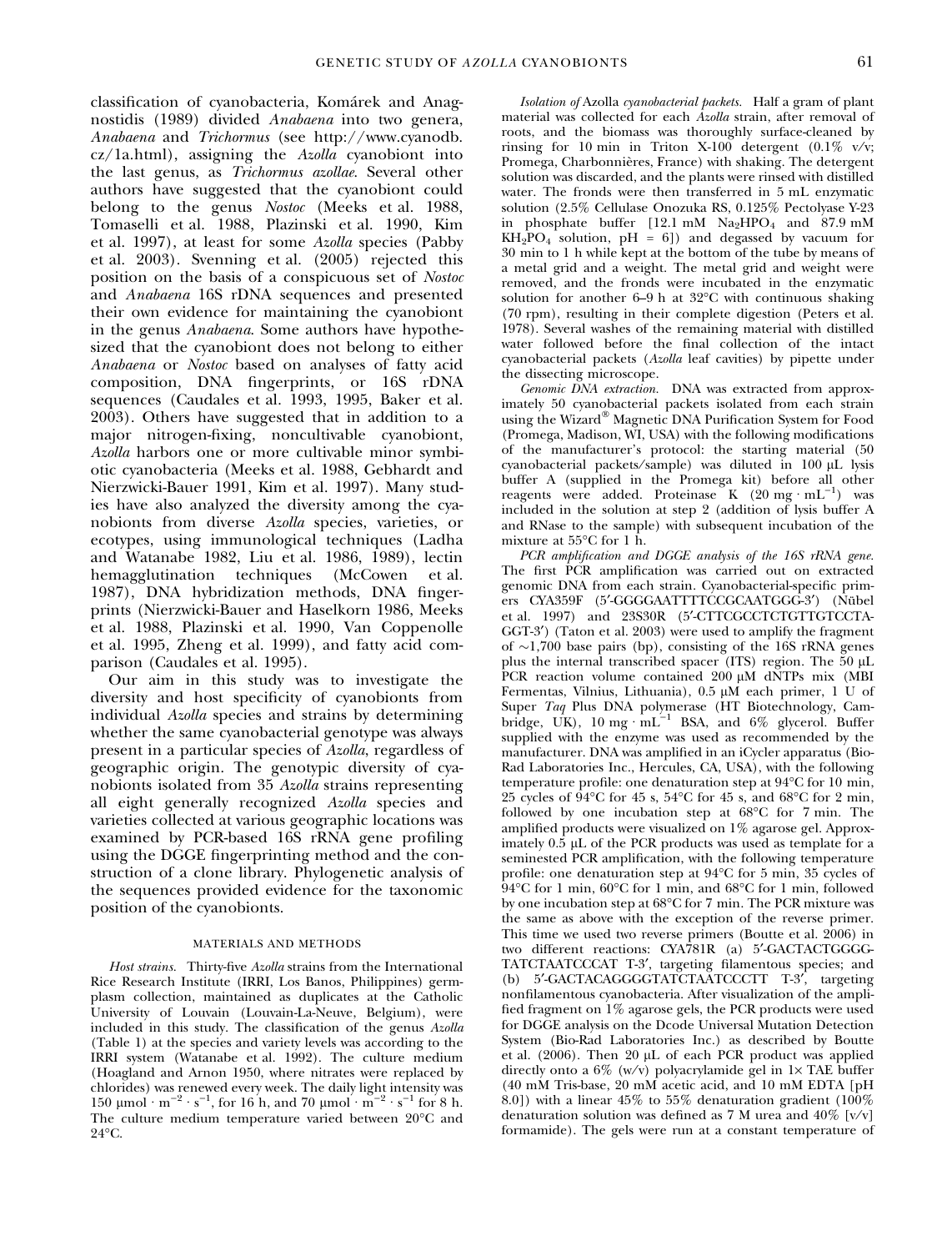classification of cyanobacteria, Komárek and Anagnostidis (1989) divided *Anabaena* into two genera, *Anabaena* and *Trichormus* (see http://www.cyanodb.cz/1a.html), assigning the *Azolla* cyanobiont into the last genus, as *Trichormus azollae*. Several other authors have suggested that the cyanobiont could belong to the genus *Nostoc* (Meeks et al. 1988, Tomaselli et al. 1988, Plazinski et al. 1990, Kim et al. 1997), at least for some *Azolla* species (Pabby et al. 2003). Svenning et al. (2005) rejected this position on the basis of a conspicuous set of *Nostoc* and *Anabaena* 16S rDNA sequences and presented their own evidence for maintaining the cyanobiont in the genus *Anabaena*. Some authors have hypothesized that the cyanobiont does not belong to either *Anabaena* or *Nostoc* based on analyses of fatty acid composition, DNA fingerprints, or 16S rDNA sequences (Caudales et al. 1993, 1995, Baker et al. 2003). Others have suggested that in addition to a major nitrogen-fixing, noncultivable cyanobiont, *Azolla* harbors one or more cultivable minor symbiotic cyanobacteria (Meeks et al. 1988, Gebhardt and Nierzwicki-Bauer 1991, Kim et al. 1997). Many studies have also analyzed the diversity among the cyanobionts from diverse *Azolla* species, varieties, or ecotypes, using immunological techniques (Ladha and Watanabe 1982, Liu et al. 1986, 1989), lectin hemagglutination techniques (McCowen et al. 1987), DNA hybridization methods, DNA fingerprints (Nierzwicki-Bauer and Haselkorn 1986, Meeks et al. 1988, Plazinski et al. 1990, Van Coppenolle et al. 1995, Zheng et al. 1999), and fatty acid comparison (Caudales et al. 1995).

Our aim in this study was to investigate the diversity and host specificity of cyanobionts from individual *Azolla* species and strains by determining whether the same cyanobacterial genotype was always present in a particular species of *Azolla*, regardless of geographic origin. The genotypic diversity of cyanobionts isolated from 35 *Azolla* strains representing all eight generally recognized *Azolla* species and varieties collected at various geographic locations was examined by PCR-based 16S rRNA gene profiling using the DGGE fingerprinting method and the construction of a clone library. Phylogenetic analysis of the sequences provided evidence for the taxonomic position of the cyanobionts.

## MATERIALS AND METHODS

*Host strains.* Thirty-five *Azolla* strains from the International Rice Research Institute (IRRI, Los Banos, Philippines) germplasm collection, maintained as duplicates at the Catholic University of Louvain (Louvain-La-Neuve, Belgium), were included in this study. The classification of the genus *Azolla* (Table 1) at the species and variety levels was according to the IRRI system (Watanabe et al. 1992). The culture medium (Hoagland and Arnon 1950, where nitrates were replaced by chlorides) was renewed every week. The daily light intensity was 150 $\mu mol \cdot m^{-2} \cdot s^{-1}$, for 16 h, and 70 $\mu mol \cdot m^{-2} \cdot s^{-1}$ for 8 h. The culture medium temperature varied between 20°C and 24°C.

*Isolation of* Azolla *cyanobacterial packets.* Half a gram of plant material was collected for each *Azolla* strain, after removal of roots, and the biomass was thoroughly surface-cleaned by rinsing for 10 min in Triton X-100 detergent (0.1% v/v; Promega, Charbonnières, France) with shaking. The detergent solution was discarded, and the plants were rinsed with distilled water. The fronds were then transferred in 5 mL enzymatic solution (2.5% Cellulase Onozuka RS, 0.125% Pectolyase Y-23 in phosphate buffer [12.1 mM $Na_2HPO_4$ and 87.9 mM $KH_2PO_4$ solution, pH = 6]) and degassed by vacuum for 30 min to 1 h while kept at the bottom of the tube by means of a metal grid and a weight. The metal grid and weight were removed, and the fronds were incubated in the enzymatic solution for another 6–9 h at 32°C with continuous shaking (70 rpm), resulting in their complete digestion (Peters et al. 1978). Several washes of the remaining material with distilled water followed before the final collection of the intact cyanobacterial packets (*Azolla* leaf cavities) by pipette under the dissecting microscope.

*Genomic DNA extraction.* DNA was extracted from approximately 50 cyanobacterial packets isolated from each strain using the Wizard® Magnetic DNA Purification System for Food (Promega, Madison, WI, USA) with the following modifications of the manufacturer's protocol: the starting material (50 cyanobacterial packets/sample) was diluted in 100 μL lysis buffer A (supplied in the Promega kit) before all other reagents were added. Proteinase K ($20\ mg \cdot mL^{-1}$) was included in the solution at step 2 (addition of lysis buffer A and RNase to the sample) with subsequent incubation of the mixture at 55°C for 1 h.

*PCR amplification and DGGE analysis of the 16S rRNA gene.* The first PCR amplification was carried out on extracted genomic DNA from each strain. Cyanobacterial-specific primers CYA359F (5′-GGGGAATTTTCCGCAATGGG-3′) (Nübel et al. 1997) and 23S30R (5′-CTTCGCCTCTGTGTCCTAGGT-3′) (Taton et al. 2003) were used to amplify the fragment of ~1,700 base pairs (bp), consisting of the 16S rRNA genes plus the internal transcribed spacer (ITS) region. The 50 μL PCR reaction volume contained 200 μM dNTPs mix (MBI Fermentas, Vilnius, Lithuania), 0.5 μM each primer, 1 U of Super *Taq* Plus DNA polymerase (HT Biotechnology, Cambridge, UK), 10 $mg \cdot mL^{-1}$ BSA, and 6% glycerol. Buffer supplied with the enzyme was used as recommended by the manufacturer. DNA was amplified in an iCycler apparatus (Bio-Rad Laboratories Inc., Hercules, CA, USA), with the following temperature profile: one denaturation step at 94°C for 10 min, 25 cycles of 94°C for 45 s, 54°C for 45 s, and 68°C for 2 min, followed by one incubation step at 68°C for 7 min. The amplified products were visualized on 1% agarose gel. Approximately 0.5 μL of the PCR products was used as template for a seminested PCR amplification, with the following temperature profile: one denaturation step at 94°C for 5 min, 35 cycles of 94°C for 1 min, 60°C for 1 min, and 68°C for 1 min, followed by one incubation step at 68°C for 7 min. The PCR mixture was the same as above with the exception of the reverse primer. This time we used two reverse primers (Boutte et al. 2006) in two different reactions: CYA781R (a) 5′-GACTACTGGGGTATCTAATCCCAT T-3′, targeting filamentous species; and (b) 5′-GACTACAGGGGTATCTAATCCCTT T-3′, targeting nonfilamentous cyanobacteria. After visualization of the amplified fragment on 1% agarose gels, the PCR products were used for DGGE analysis on the Dcode Universal Mutation Detection System (Bio-Rad Laboratories Inc.) as described by Boutte et al. (2006). Then 20 μL of each PCR product was applied directly onto a 6% (w/v) polyacrylamide gel in 1× TAE buffer (40 mM Tris-base, 20 mM acetic acid, and 10 mM EDTA [pH 8.0]) with a linear 45% to 55% denaturation gradient (100% denaturation solution was defined as 7 M urea and 40% [v/v] formamide). The gels were run at a constant temperature of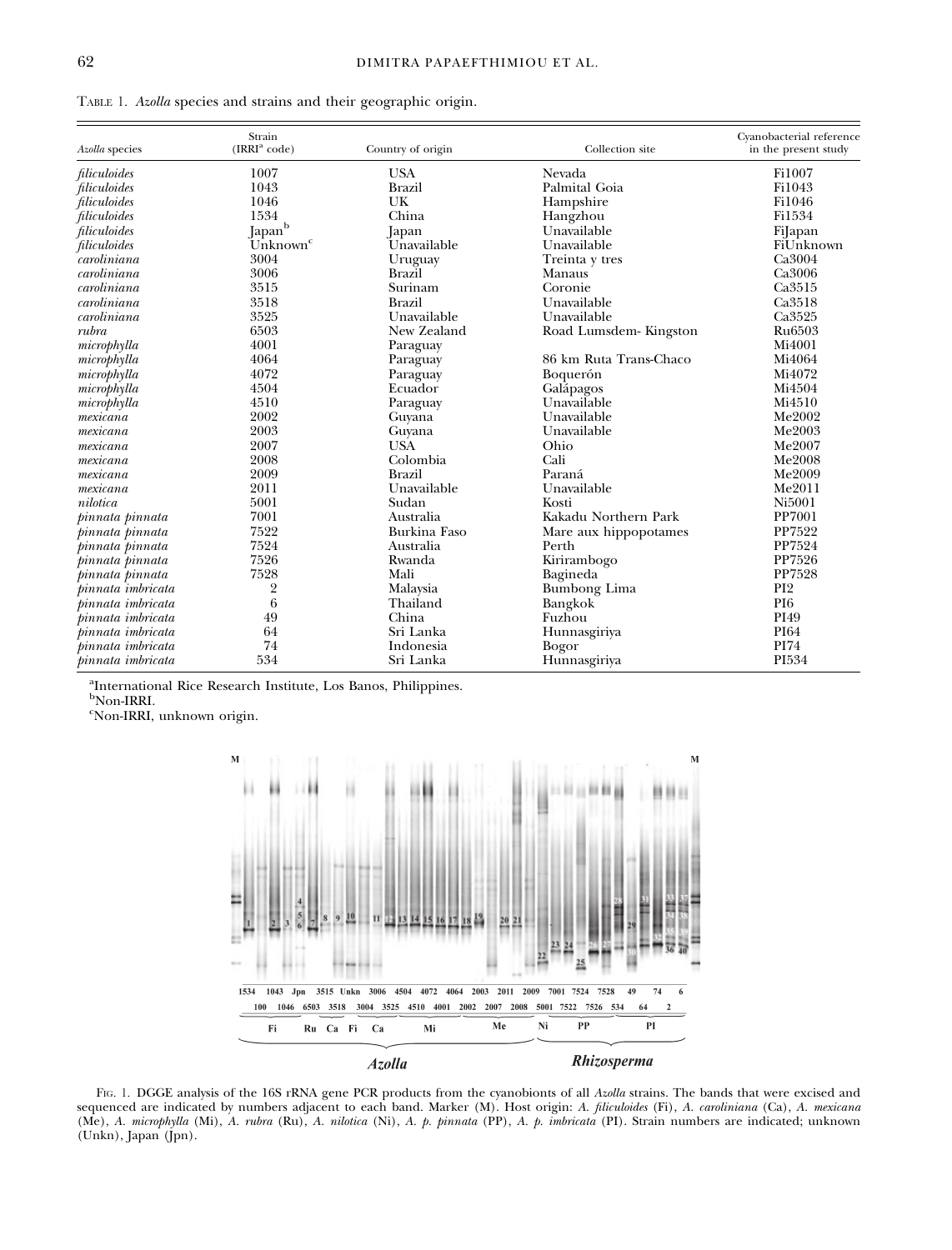TABLE 1. *Azolla* species and strains and their geographic origin.

| *Azolla* species | Strain (IRRI[a] code) | Country of origin | Collection site | Cyanobacterial reference in the present study |
|---|---|---|---|---|
| *filiculoides* | 1007 | USA | Nevada | Fi1007 |
| *filiculoides* | 1043 | Brazil | Palmital Goia | Fi1043 |
| *filiculoides* | 1046 | UK | Hampshire | Fi1046 |
| *filiculoides* | 1534 | China | Hangzhou | Fi1534 |
| *filiculoides* | Japan[b] | Japan | Unavailable | FiJapan |
| *filiculoides* | Unknown[c] | Unavailable | Unavailable | FiUnknown |
| *caroliniana* | 3004 | Uruguay | Treinta y tres | Ca3004 |
| *caroliniana* | 3006 | Brazil | Manaus | Ca3006 |
| *caroliniana* | 3515 | Surinam | Coronie | Ca3515 |
| *caroliniana* | 3518 | Brazil | Unavailable | Ca3518 |
| *caroliniana* | 3525 | Unavailable | Unavailable | Ca3525 |
| *rubra* | 6503 | New Zealand | Road Lumsdem- Kingston | Ru6503 |
| *microphylla* | 4001 | Paraguay | | Mi4001 |
| *microphylla* | 4064 | Paraguay | 86 km Ruta Trans-Chaco | Mi4064 |
| *microphylla* | 4072 | Paraguay | Boquerón | Mi4072 |
| *microphylla* | 4504 | Ecuador | Galápagos | Mi4504 |
| *microphylla* | 4510 | Paraguay | Unavailable | Mi4510 |
| *mexicana* | 2002 | Guyana | Unavailable | Me2002 |
| *mexicana* | 2003 | Guyana | Unavailable | Me2003 |
| *mexicana* | 2007 | USA | Ohio | Me2007 |
| *mexicana* | 2008 | Colombia | Cali | Me2008 |
| *mexicana* | 2009 | Brazil | Paraná | Me2009 |
| *mexicana* | 2011 | Unavailable | Unavailable | Me2011 |
| *nilotica* | 5001 | Sudan | Kosti | Ni5001 |
| *pinnata pinnata* | 7001 | Australia | Kakadu Northern Park | PP7001 |
| *pinnata pinnata* | 7522 | Burkina Faso | Mare aux hippopotames | PP7522 |
| *pinnata pinnata* | 7524 | Australia | Perth | PP7524 |
| *pinnata pinnata* | 7526 | Rwanda | Kirirambogo | PP7526 |
| *pinnata pinnata* | 7528 | Mali | Bagineda | PP7528 |
| *pinnata imbricata* | 2 | Malaysia | Bumbong Lima | PI2 |
| *pinnata imbricata* | 6 | Thailand | Bangkok | PI6 |
| *pinnata imbricata* | 49 | China | Fuzhou | PI49 |
| *pinnata imbricata* | 64 | Sri Lanka | Hunnasgiriya | PI64 |
| *pinnata imbricata* | 74 | Indonesia | Bogor | PI74 |
| *pinnata imbricata* | 534 | Sri Lanka | Hunnasgiriya | PI534 |

[a]International Rice Research Institute, Los Banos, Philippines.
[b]Non-IRRI.
[c]Non-IRRI, unknown origin.

FIG. 1. DGGE analysis of the 16S rRNA gene PCR products from the cyanobionts of all *Azolla* strains. The bands that were excised and sequenced are indicated by numbers adjacent to each band. Marker (M). Host origin: *A. filiculoides* (Fi), *A. caroliniana* (Ca), *A. mexicana* (Me), *A. microphylla* (Mi), *A. rubra* (Ru), *A. nilotica* (Ni), *A. p. pinnata* (PP), *A. p. imbricata* (PI). Strain numbers are indicated; unknown (Unkn), Japan (Jpn).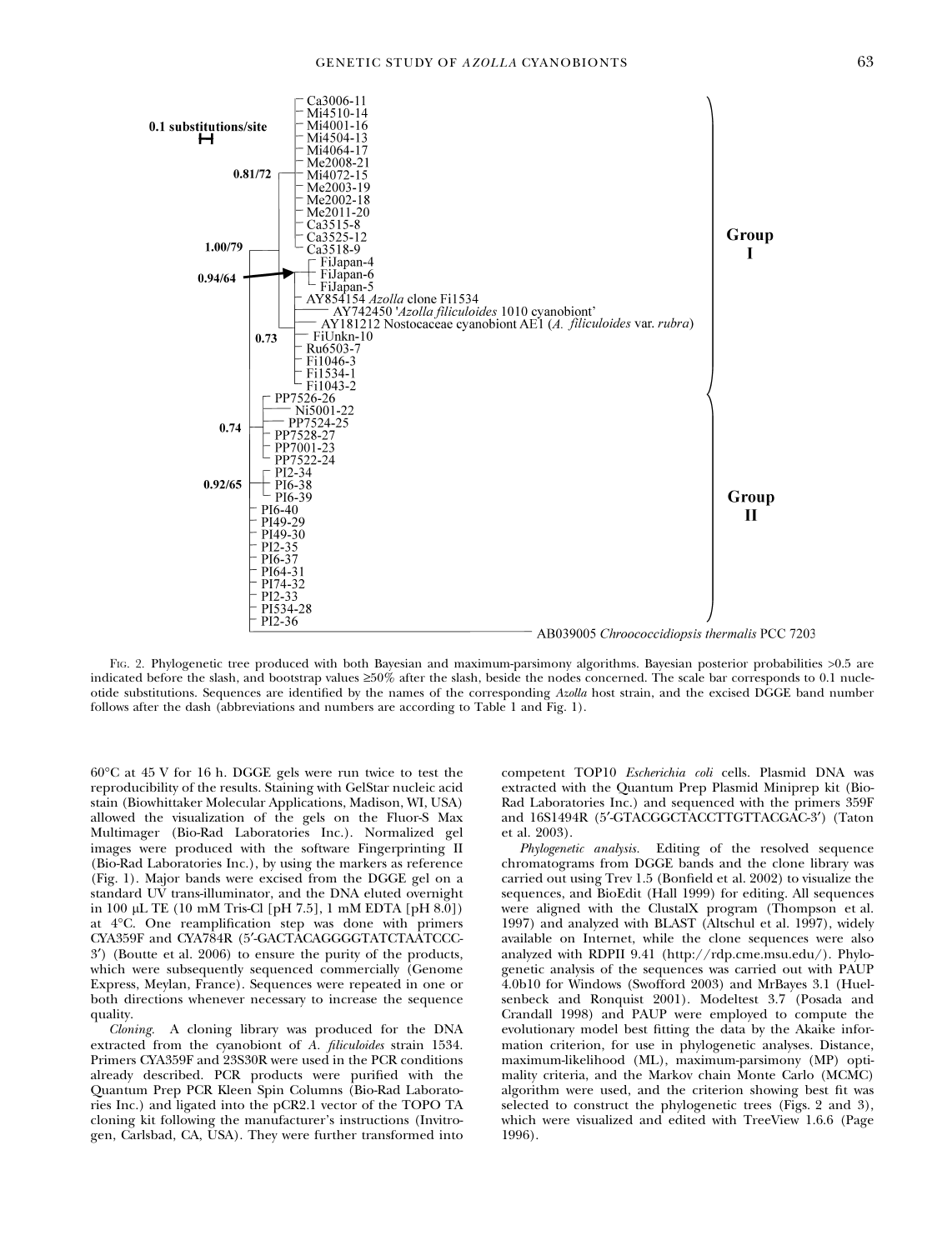FIG. 2. Phylogenetic tree produced with both Bayesian and maximum-parsimony algorithms. Bayesian posterior probabilities >0.5 are indicated before the slash, and bootstrap values ≥50% after the slash, beside the nodes concerned. The scale bar corresponds to 0.1 nucleotide substitutions. Sequences are identified by the names of the corresponding *Azolla* host strain, and the excised DGGE band number follows after the dash (abbreviations and numbers are according to Table 1 and Fig. 1).

60°C at 45 V for 16 h. DGGE gels were run twice to test the reproducibility of the results. Staining with GelStar nucleic acid stain (Biowhittaker Molecular Applications, Madison, WI, USA) allowed the visualization of the gels on the Fluor-S Max Multimager (Bio-Rad Laboratories Inc.). Normalized gel images were produced with the software Fingerprinting II (Bio-Rad Laboratories Inc.), by using the markers as reference (Fig. 1). Major bands were excised from the DGGE gel on a standard UV trans-illuminator, and the DNA eluted overnight in 100 μL TE (10 mM Tris-Cl [pH 7.5], 1 mM EDTA [pH 8.0]) at 4°C. One reamplification step was done with primers CYA359F and CYA784R (5′-GACTACAGGGGTATCTAATCCC-3′) (Boutte et al. 2006) to ensure the purity of the products, which were subsequently sequenced commercially (Genome Express, Meylan, France). Sequences were repeated in one or both directions whenever necessary to increase the sequence quality.

*Cloning.* A cloning library was produced for the DNA extracted from the cyanobiont of *A. filiculoides* strain 1534. Primers CYA359F and 23S30R were used in the PCR conditions already described. PCR products were purified with the Quantum Prep PCR Kleen Spin Columns (Bio-Rad Laboratories Inc.) and ligated into the pCR2.1 vector of the TOPO TA cloning kit following the manufacturer's instructions (Invitrogen, Carlsbad, CA, USA). They were further transformed into competent TOP10 *Escherichia coli* cells. Plasmid DNA was extracted with the Quantum Prep Plasmid Miniprep kit (Bio-Rad Laboratories Inc.) and sequenced with the primers 359F and 16S1494R (5′-GTACGGCTACCTTGTTACGAC-3′) (Taton et al. 2003).

*Phylogenetic analysis.* Editing of the resolved sequence chromatograms from DGGE bands and the clone library was carried out using Trev 1.5 (Bonfield et al. 2002) to visualize the sequences, and BioEdit (Hall 1999) for editing. All sequences were aligned with the ClustalX program (Thompson et al. 1997) and analyzed with BLAST (Altschul et al. 1997), widely available on Internet, while the clone sequences were also analyzed with RDPII 9.41 (http://rdp.cme.msu.edu/). Phylogenetic analysis of the sequences was carried out with PAUP 4.0b10 for Windows (Swofford 2003) and MrBayes 3.1 (Huelsenbeck and Ronquist 2001). Modeltest 3.7 (Posada and Crandall 1998) and PAUP were employed to compute the evolutionary model best fitting the data by the Akaike information criterion, for use in phylogenetic analyses. Distance, maximum-likelihood (ML), maximum-parsimony (MP) optimality criteria, and the Markov chain Monte Carlo (MCMC) algorithm were used, and the criterion showing best fit was selected to construct the phylogenetic trees (Figs. 2 and 3), which were visualized and edited with TreeView 1.6.6 (Page 1996).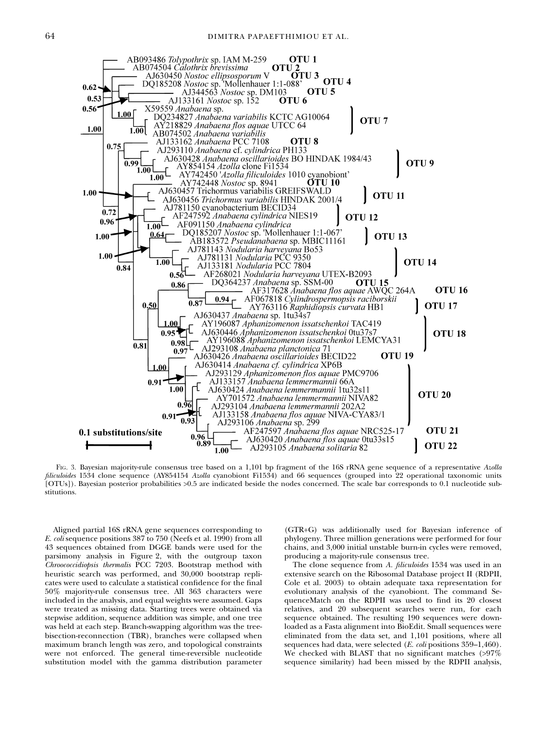Fig. 3. Bayesian majority-rule consensus tree based on a 1,101 bp fragment of the 16S rRNA gene sequence of a representative *Azolla filiculoides* 1534 clone sequence (AY854154 *Azolla* cyanobiont Fi1534) and 66 sequences (grouped into 22 operational taxonomic units [OTUs]). Bayesian posterior probabilities >0.5 are indicated beside the nodes concerned. The scale bar corresponds to 0.1 nucleotide substitutions.

Aligned partial 16S rRNA gene sequences corresponding to *E. coli* sequence positions 387 to 750 (Neefs et al. 1990) from all 43 sequences obtained from DGGE bands were used for the parsimony analysis in Figure 2, with the outgroup taxon *Chroococcidiopsis thermalis* PCC 7203. Bootstrap method with heuristic search was performed, and 30,000 bootstrap replicates were used to calculate a statistical confidence for the final 50% majority-rule consensus tree. All 363 characters were included in the analysis, and equal weights were assumed. Gaps were treated as missing data. Starting trees were obtained via stepwise addition, sequence addition was simple, and one tree was held at each step. Branch-swapping algorithm was the tree-bisection-reconnection (TBR), branches were collapsed when maximum branch length was zero, and topological constraints were not enforced. The general time-reversible nucleotide substitution model with the gamma distribution parameter (GTR+G) was additionally used for Bayesian inference of phylogeny. Three million generations were performed for four chains, and 3,000 initial unstable burn-in cycles were removed, producing a majority-rule consensus tree.

The clone sequence from *A. filiculoides* 1534 was used in an extensive search on the Ribosomal Database project II (RDPII, Cole et al. 2003) to obtain adequate taxa representation for evolutionary analysis of the cyanobiont. The command SequenceMatch on the RDPII was used to find its 20 closest relatives, and 20 subsequent searches were run, for each sequence obtained. The resulting 190 sequences were downloaded as a Fasta alignment into BioEdit. Small sequences were eliminated from the data set, and 1,101 positions, where all sequences had data, were selected (*E. coli* positions 359–1,460). We checked with BLAST that no significant matches (>97% sequence similarity) had been missed by the RDPII analysis,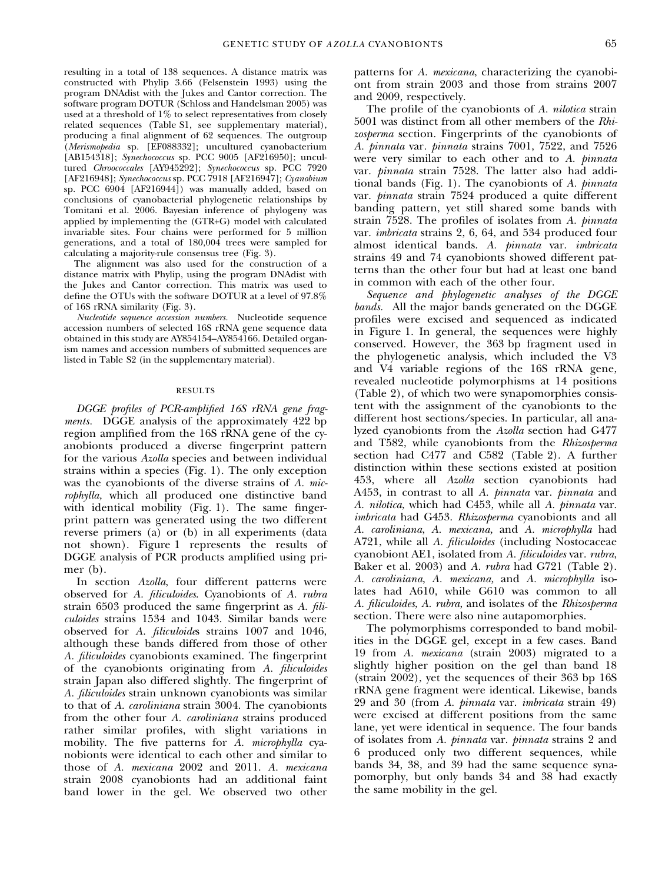resulting in a total of 138 sequences. A distance matrix was constructed with Phylip 3.66 (Felsenstein 1993) using the program DNAdist with the Jukes and Cantor correction. The software program DOTUR (Schloss and Handelsman 2005) was used at a threshold of 1% to select representatives from closely related sequences (Table S1, see supplementary material), producing a final alignment of 62 sequences. The outgroup (*Merismopedia* sp. [EF088332]; uncultured cyanobacterium [AB154318]; *Synechococcus* sp. PCC 9005 [AF216950]; uncultured *Chroococcales* [AY945292]; *Synechococcus* sp. PCC 7920 [AF216948]; *Synechococcus* sp. PCC 7918 [AF216947]; *Cyanobium* sp. PCC 6904 [AF216944]) was manually added, based on conclusions of cyanobacterial phylogenetic relationships by Tomitani et al. 2006. Bayesian inference of phylogeny was applied by implementing the (GTR+G) model with calculated invariable sites. Four chains were performed for 5 million generations, and a total of 180,004 trees were sampled for calculating a majority-rule consensus tree (Fig. 3).

The alignment was also used for the construction of a distance matrix with Phylip, using the program DNAdist with the Jukes and Cantor correction. This matrix was used to define the OTUs with the software DOTUR at a level of 97.8% of 16S rRNA similarity (Fig. 3).

*Nucleotide sequence accession numbers.* Nucleotide sequence accession numbers of selected 16S rRNA gene sequence data obtained in this study are AY854154–AY854166. Detailed organism names and accession numbers of submitted sequences are listed in Table S2 (in the supplementary material).

## RESULTS

*DGGE profiles of PCR-amplified 16S rRNA gene fragments.* DGGE analysis of the approximately 422 bp region amplified from the 16S rRNA gene of the cyanobionts produced a diverse fingerprint pattern for the various *Azolla* species and between individual strains within a species (Fig. 1). The only exception was the cyanobionts of the diverse strains of *A. microphylla,* which all produced one distinctive band with identical mobility (Fig. 1). The same fingerprint pattern was generated using the two different reverse primers (a) or (b) in all experiments (data not shown). Figure 1 represents the results of DGGE analysis of PCR products amplified using primer (b).

In section *Azolla*, four different patterns were observed for *A. filiculoides*. Cyanobionts of *A. rubra* strain 6503 produced the same fingerprint as *A. filiculoides* strains 1534 and 1043. Similar bands were observed for *A. filiculoides* strains 1007 and 1046, although these bands differed from those of other *A. filiculoides* cyanobionts examined. The fingerprint of the cyanobionts originating from *A. filiculoides* strain Japan also differed slightly. The fingerprint of *A. filiculoides* strain unknown cyanobionts was similar to that of *A. caroliniana* strain 3004. The cyanobionts from the other four *A. caroliniana* strains produced rather similar profiles, with slight variations in mobility. The five patterns for *A. microphylla* cyanobionts were identical to each other and similar to those of *A. mexicana* 2002 and 2011. *A. mexicana* strain 2008 cyanobionts had an additional faint band lower in the gel. We observed two other patterns for *A. mexicana*, characterizing the cyanobiont from strain 2003 and those from strains 2007 and 2009, respectively.

The profile of the cyanobionts of *A. nilotica* strain 5001 was distinct from all other members of the *Rhizosperma* section. Fingerprints of the cyanobionts of *A. pinnata* var. *pinnata* strains 7001, 7522, and 7526 were very similar to each other and to *A. pinnata* var. *pinnata* strain 7528. The latter also had additional bands (Fig. 1). The cyanobionts of *A. pinnata* var. *pinnata* strain 7524 produced a quite different banding pattern, yet still shared some bands with strain 7528. The profiles of isolates from *A. pinnata* var. *imbricata* strains 2, 6, 64, and 534 produced four almost identical bands. *A. pinnata* var. *imbricata* strains 49 and 74 cyanobionts showed different patterns than the other four but had at least one band in common with each of the other four.

*Sequence and phylogenetic analyses of the DGGE bands.* All the major bands generated on the DGGE profiles were excised and sequenced as indicated in Figure 1. In general, the sequences were highly conserved. However, the 363 bp fragment used in the phylogenetic analysis, which included the V3 and V4 variable regions of the 16S rRNA gene, revealed nucleotide polymorphisms at 14 positions (Table 2), of which two were synapomorphies consistent with the assignment of the cyanobionts to the different host sections/species. In particular, all analyzed cyanobionts from the *Azolla* section had G477 and T582, while cyanobionts from the *Rhizosperma* section had C477 and C582 (Table 2). A further distinction within these sections existed at position 453, where all *Azolla* section cyanobionts had A453, in contrast to all *A. pinnata* var. *pinnata* and *A. nilotica*, which had C453, while all *A. pinnata* var. *imbricata* had G453. *Rhizosperma* cyanobionts and all *A. caroliniana*, *A. mexicana*, and *A. microphylla* had A721, while all *A. filiculoides* (including Nostocaceae cyanobiont AE1, isolated from *A. filiculoides* var. *rubra*, Baker et al. 2003) and *A. rubra* had G721 (Table 2). *A. caroliniana*, *A. mexicana*, and *A. microphylla* isolates had A610, while G610 was common to all *A. filiculoides*, *A. rubra*, and isolates of the *Rhizosperma* section. There were also nine autapomorphies.

The polymorphisms corresponded to band mobilities in the DGGE gel, except in a few cases. Band 19 from *A. mexicana* (strain 2003) migrated to a slightly higher position on the gel than band 18 (strain 2002), yet the sequences of their 363 bp 16S rRNA gene fragment were identical. Likewise, bands 29 and 30 (from *A. pinnata* var. *imbricata* strain 49) were excised at different positions from the same lane, yet were identical in sequence. The four bands of isolates from *A. pinnata* var. *pinnata* strains 2 and 6 produced only two different sequences, while bands 34, 38, and 39 had the same sequence synapomorphy, but only bands 34 and 38 had exactly the same mobility in the gel.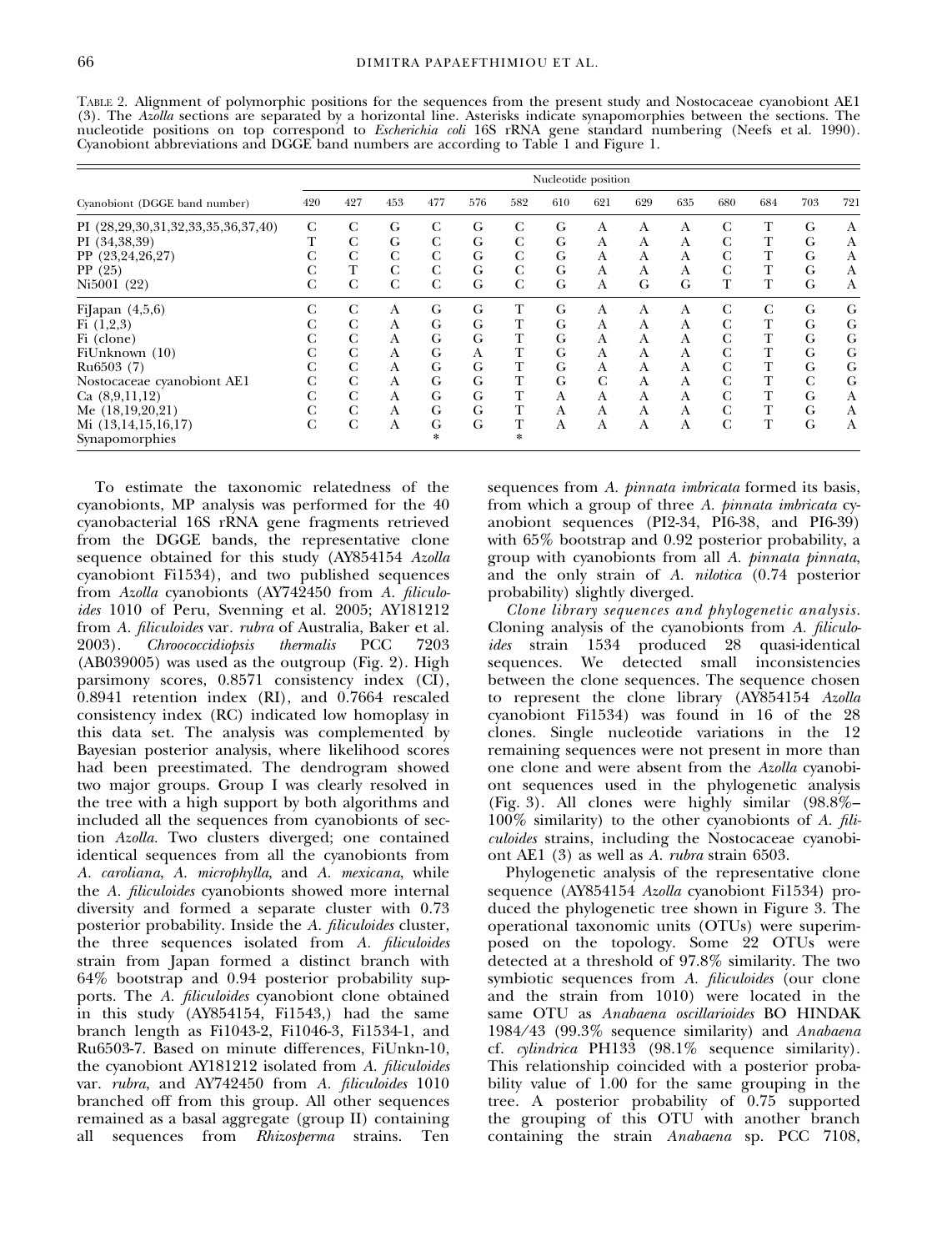TABLE 2. Alignment of polymorphic positions for the sequences from the present study and Nostocaceae cyanobiont AE1 (3). The *Azolla* sections are separated by a horizontal line. Asterisks indicate synapomorphies between the sections. The nucleotide positions on top correspond to *Escherichia coli* 16S rRNA gene standard numbering (Neefs et al. 1990). Cyanobiont abbreviations and DGGE band numbers are according to Table 1 and Figure 1.

| Cyanobiont (DGGE band number) | Nucleotide position | | | | | | | | | | | | | |
|---|---|---|---|---|---|---|---|---|---|---|---|---|---|---|
| | 420 | 427 | 453 | 477 | 576 | 582 | 610 | 621 | 629 | 635 | 680 | 684 | 703 | 721 |
| PI (28,29,30,31,32,33,35,36,37,40) | C | C | G | C | G | C | G | A | A | A | C | T | G | A |
| PI (34,38,39) | T | C | G | C | G | C | G | A | A | A | C | T | G | A |
| PP (23,24,26,27) | C | C | C | C | G | C | G | A | A | A | C | T | G | A |
| PP (25) | C | T | C | C | G | C | G | A | A | A | C | T | G | A |
| Ni5001 (22) | C | C | C | C | G | C | G | A | G | G | T | T | G | A |
| FiJapan (4,5,6) | C | C | A | G | G | T | G | A | A | A | C | C | G | G |
| Fi (1,2,3) | C | C | A | G | G | T | G | A | A | A | C | T | G | G |
| Fi (clone) | C | C | A | G | G | T | G | A | A | A | C | T | G | G |
| FiUnknown (10) | C | C | A | G | A | T | G | A | A | A | C | T | G | G |
| Ru6503 (7) | C | C | A | G | G | T | G | A | A | A | C | T | G | G |
| Nostocaceae cyanobiont AE1 | C | C | A | G | G | T | G | C | A | A | C | T | C | G |
| Ca (8,9,11,12) | C | C | A | G | G | T | A | A | A | A | C | T | G | A |
| Me (18,19,20,21) | C | C | A | G | G | T | A | A | A | A | C | T | G | A |
| Mi (13,14,15,16,17) | C | C | A | G | G | T | A | A | A | A | C | T | G | A |
| Synapomorphies | | | | * | | * | | | | | | | | |

To estimate the taxonomic relatedness of the cyanobionts, MP analysis was performed for the 40 cyanobacterial 16S rRNA gene fragments retrieved from the DGGE bands, the representative clone sequence obtained for this study (AY854154 *Azolla* cyanobiont Fi1534), and two published sequences from *Azolla* cyanobionts (AY742450 from *A. filiculoides* 1010 of Peru, Svenning et al. 2005; AY181212 from *A. filiculoides* var. *rubra* of Australia, Baker et al. 2003). *Chroococcidiopsis thermalis* PCC 7203 (AB039005) was used as the outgroup (Fig. 2). High parsimony scores, 0.8571 consistency index (CI), 0.8941 retention index (RI), and 0.7664 rescaled consistency index (RC) indicated low homoplasy in this data set. The analysis was complemented by Bayesian posterior analysis, where likelihood scores had been preestimated. The dendrogram showed two major groups. Group I was clearly resolved in the tree with a high support by both algorithms and included all the sequences from cyanobionts of section *Azolla*. Two clusters diverged; one contained identical sequences from all the cyanobionts from *A. caroliana*, *A. microphylla*, and *A. mexicana*, while the *A. filiculoides* cyanobionts showed more internal diversity and formed a separate cluster with 0.73 posterior probability. Inside the *A. filiculoides* cluster, the three sequences isolated from *A. filiculoides* strain from Japan formed a distinct branch with 64% bootstrap and 0.94 posterior probability supports. The *A. filiculoides* cyanobiont clone obtained in this study (AY854154, Fi1543,) had the same branch length as Fi1043-2, Fi1046-3, Fi1534-1, and Ru6503-7. Based on minute differences, FiUnkn-10, the cyanobiont AY181212 isolated from *A. filiculoides* var. *rubra*, and AY742450 from *A. filiculoides* 1010 branched off from this group. All other sequences remained as a basal aggregate (group II) containing all sequences from *Rhizosperma* strains. Ten sequences from *A. pinnata imbricata* formed its basis, from which a group of three *A. pinnata imbricata* cyanobiont sequences (PI2-34, PI6-38, and PI6-39) with 65% bootstrap and 0.92 posterior probability, a group with cyanobionts from all *A. pinnata pinnata*, and the only strain of *A. nilotica* (0.74 posterior probability) slightly diverged.

*Clone library sequences and phylogenetic analysis.* Cloning analysis of the cyanobionts from *A. filiculoides* strain 1534 produced 28 quasi-identical sequences. We detected small inconsistencies between the clone sequences. The sequence chosen to represent the clone library (AY854154 *Azolla* cyanobiont Fi1534) was found in 16 of the 28 clones. Single nucleotide variations in the 12 remaining sequences were not present in more than one clone and were absent from the *Azolla* cyanobiont sequences used in the phylogenetic analysis (Fig. 3). All clones were highly similar (98.8%–100% similarity) to the other cyanobionts of *A. filiculoides* strains, including the Nostocaceae cyanobiont AE1 (3) as well as *A. rubra* strain 6503.

Phylogenetic analysis of the representative clone sequence (AY854154 *Azolla* cyanobiont Fi1534) produced the phylogenetic tree shown in Figure 3. The operational taxonomic units (OTUs) were superimposed on the topology. Some 22 OTUs were detected at a threshold of 97.8% similarity. The two symbiotic sequences from *A. filiculoides* (our clone and the strain from 1010) were located in the same OTU as *Anabaena oscillarioides* BO HINDAK 1984/43 (99.3% sequence similarity) and *Anabaena* cf. *cylindrica* PH133 (98.1% sequence similarity). This relationship coincided with a posterior probability value of 1.00 for the same grouping in the tree. A posterior probability of 0.75 supported the grouping of this OTU with another branch containing the strain *Anabaena* sp. PCC 7108,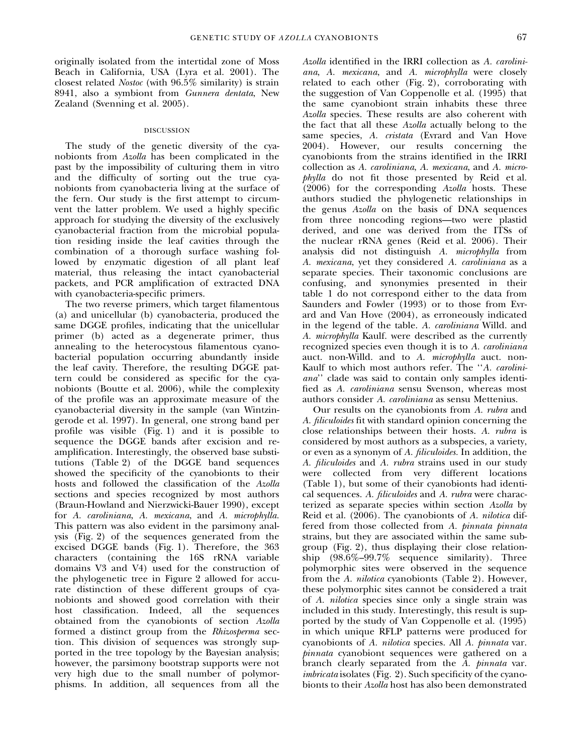originally isolated from the intertidal zone of Moss Beach in California, USA (Lyra et al. 2001). The closest related *Nostoc* (with 96.5% similarity) is strain 8941, also a symbiont from *Gunnera dentata*, New Zealand (Svenning et al. 2005).

## DISCUSSION

The study of the genetic diversity of the cyanobionts from *Azolla* has been complicated in the past by the impossibility of culturing them in vitro and the difficulty of sorting out the true cyanobionts from cyanobacteria living at the surface of the fern. Our study is the first attempt to circumvent the latter problem. We used a highly specific approach for studying the diversity of the exclusively cyanobacterial fraction from the microbial population residing inside the leaf cavities through the combination of a thorough surface washing followed by enzymatic digestion of all plant leaf material, thus releasing the intact cyanobacterial packets, and PCR amplification of extracted DNA with cyanobacteria-specific primers.

The two reverse primers, which target filamentous (a) and unicellular (b) cyanobacteria, produced the same DGGE profiles, indicating that the unicellular primer (b) acted as a degenerate primer, thus annealing to the heterocystous filamentous cyanobacterial population occurring abundantly inside the leaf cavity. Therefore, the resulting DGGE pattern could be considered as specific for the cyanobionts (Boutte et al. 2006), while the complexity of the profile was an approximate measure of the cyanobacterial diversity in the sample (van Wintzingerode et al. 1997). In general, one strong band per profile was visible (Fig. 1) and it is possible to sequence the DGGE bands after excision and reamplification. Interestingly, the observed base substitutions (Table 2) of the DGGE band sequences showed the specificity of the cyanobionts to their hosts and followed the classification of the *Azolla* sections and species recognized by most authors (Braun-Howland and Nierzwicki-Bauer 1990), except for *A. caroliniana*, *A. mexicana*, and *A. microphylla*. This pattern was also evident in the parsimony analysis (Fig. 2) of the sequences generated from the excised DGGE bands (Fig. 1). Therefore, the 363 characters (containing the 16S rRNA variable domains V3 and V4) used for the construction of the phylogenetic tree in Figure 2 allowed for accurate distinction of these different groups of cyanobionts and showed good correlation with their host classification. Indeed, all the sequences obtained from the cyanobionts of section *Azolla* formed a distinct group from the *Rhizosperma* section. This division of sequences was strongly supported in the tree topology by the Bayesian analysis; however, the parsimony bootstrap supports were not very high due to the small number of polymorphisms. In addition, all sequences from all the *Azolla* identified in the IRRI collection as *A. caroliniana*, *A. mexicana*, and *A. microphylla* were closely related to each other (Fig. 2), corroborating with the suggestion of Van Coppenolle et al. (1995) that the same cyanobiont strain inhabits these three *Azolla* species. These results are also coherent with the fact that all these *Azolla* actually belong to the same species, *A. cristata* (Evrard and Van Hove 2004). However, our results concerning the cyanobionts from the strains identified in the IRRI collection as *A. caroliniana*, *A. mexicana*, and *A. microphylla* do not fit those presented by Reid et al. (2006) for the corresponding *Azolla* hosts. These authors studied the phylogenetic relationships in the genus *Azolla* on the basis of DNA sequences from three noncoding regions—two were plastid derived, and one was derived from the ITSs of the nuclear rRNA genes (Reid et al. 2006). Their analysis did not distinguish *A. microphylla* from *A. mexicana*, yet they considered *A. caroliniana* as a separate species. Their taxonomic conclusions are confusing, and synonymies presented in their table 1 do not correspond either to the data from Saunders and Fowler (1993) or to those from Evrard and Van Hove (2004), as erroneously indicated in the legend of the table. *A. caroliniana* Willd. and *A. microphylla* Kaulf. were described as the currently recognized species even though it is to *A. caroliniana* auct. non-Willd. and to *A. microphylla* auct. non-Kaulf to which most authors refer. The ''*A. caroliniana*'' clade was said to contain only samples identified as *A. caroliniana* sensu Svenson, whereas most authors consider *A. caroliniana* as sensu Mettenius.

Our results on the cyanobionts from *A. rubra* and *A. filiculoides* fit with standard opinion concerning the close relationships between their hosts. *A. rubra* is considered by most authors as a subspecies, a variety, or even as a synonym of *A. filiculoides*. In addition, the *A. filiculoides* and *A. rubra* strains used in our study were collected from very different locations (Table 1), but some of their cyanobionts had identical sequences. *A. filiculoides* and *A. rubra* were characterized as separate species within section *Azolla* by Reid et al. (2006). The cyanobionts of *A. nilotica* differed from those collected from *A. pinnata pinnata* strains, but they are associated within the same subgroup (Fig. 2), thus displaying their close relationship (98.6%–99.7% sequence similarity). Three polymorphic sites were observed in the sequence from the *A. nilotica* cyanobionts (Table 2). However, these polymorphic sites cannot be considered a trait of *A. nilotica* species since only a single strain was included in this study. Interestingly, this result is supported by the study of Van Coppenolle et al. (1995) in which unique RFLP patterns were produced for cyanobionts of *A. nilotica* species. All *A. pinnata* var. *pinnata* cyanobiont sequences were gathered on a branch clearly separated from the *A. pinnata* var. *imbricata* isolates (Fig. 2). Such specificity of the cyanobionts to their *Azolla* host has also been demonstrated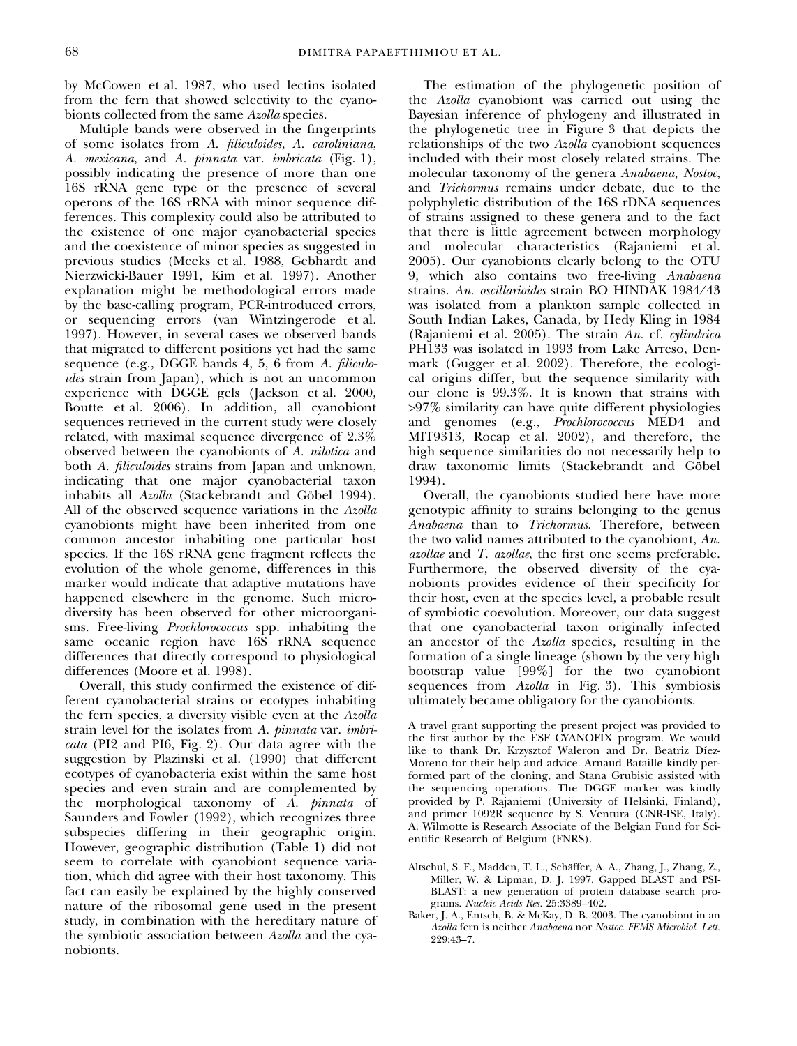by McCowen et al. 1987, who used lectins isolated from the fern that showed selectivity to the cyanobionts collected from the same *Azolla* species.

Multiple bands were observed in the fingerprints of some isolates from *A. filiculoides*, *A. caroliniana*, *A. mexicana*, and *A. pinnata* var. *imbricata* (Fig. 1), possibly indicating the presence of more than one 16S rRNA gene type or the presence of several operons of the 16S rRNA with minor sequence differences. This complexity could also be attributed to the existence of one major cyanobacterial species and the coexistence of minor species as suggested in previous studies (Meeks et al. 1988, Gebhardt and Nierzwicki-Bauer 1991, Kim et al. 1997). Another explanation might be methodological errors made by the base-calling program, PCR-introduced errors, or sequencing errors (van Wintzingerode et al. 1997). However, in several cases we observed bands that migrated to different positions yet had the same sequence (e.g., DGGE bands 4, 5, 6 from *A. filiculoides* strain from Japan), which is not an uncommon experience with DGGE gels (Jackson et al. 2000, Boutte et al. 2006). In addition, all cyanobiont sequences retrieved in the current study were closely related, with maximal sequence divergence of 2.3% observed between the cyanobionts of *A. nilotica* and both *A. filiculoides* strains from Japan and unknown, indicating that one major cyanobacterial taxon inhabits all *Azolla* (Stackebrandt and Göbel 1994). All of the observed sequence variations in the *Azolla* cyanobionts might have been inherited from one common ancestor inhabiting one particular host species. If the 16S rRNA gene fragment reflects the evolution of the whole genome, differences in this marker would indicate that adaptive mutations have happened elsewhere in the genome. Such microdiversity has been observed for other microorganisms. Free-living *Prochlorococcus* spp. inhabiting the same oceanic region have 16S rRNA sequence differences that directly correspond to physiological differences (Moore et al. 1998).

Overall, this study confirmed the existence of different cyanobacterial strains or ecotypes inhabiting the fern species, a diversity visible even at the *Azolla* strain level for the isolates from *A. pinnata* var. *imbricata* (PI2 and PI6, Fig. 2). Our data agree with the suggestion by Plazinski et al. (1990) that different ecotypes of cyanobacteria exist within the same host species and even strain and are complemented by the morphological taxonomy of *A. pinnata* of Saunders and Fowler (1992), which recognizes three subspecies differing in their geographic origin. However, geographic distribution (Table 1) did not seem to correlate with cyanobiont sequence variation, which did agree with their host taxonomy. This fact can easily be explained by the highly conserved nature of the ribosomal gene used in the present study, in combination with the hereditary nature of the symbiotic association between *Azolla* and the cyanobionts.

The estimation of the phylogenetic position of the *Azolla* cyanobiont was carried out using the Bayesian inference of phylogeny and illustrated in the phylogenetic tree in Figure 3 that depicts the relationships of the two *Azolla* cyanobiont sequences included with their most closely related strains. The molecular taxonomy of the genera *Anabaena, Nostoc,* and *Trichormus* remains under debate, due to the polyphyletic distribution of the 16S rDNA sequences of strains assigned to these genera and to the fact that there is little agreement between morphology and molecular characteristics (Rajaniemi et al. 2005). Our cyanobionts clearly belong to the OTU 9, which also contains two free-living *Anabaena* strains. *An. oscillarioides* strain BO HINDAK 1984/43 was isolated from a plankton sample collected in South Indian Lakes, Canada, by Hedy Kling in 1984 (Rajaniemi et al. 2005). The strain *An.* cf. *cylindrica* PH133 was isolated in 1993 from Lake Arreso, Denmark (Gugger et al. 2002). Therefore, the ecological origins differ, but the sequence similarity with our clone is 99.3%. It is known that strains with >97% similarity can have quite different physiologies and genomes (e.g., *Prochlorococcus* MED4 and MIT9313, Rocap et al. 2002), and therefore, the high sequence similarities do not necessarily help to draw taxonomic limits (Stackebrandt and Göbel 1994).

Overall, the cyanobionts studied here have more genotypic affinity to strains belonging to the genus *Anabaena* than to *Trichormus*. Therefore, between the two valid names attributed to the cyanobiont, *An. azollae* and *T. azollae*, the first one seems preferable. Furthermore, the observed diversity of the cyanobionts provides evidence of their specificity for their host, even at the species level, a probable result of symbiotic coevolution. Moreover, our data suggest that one cyanobacterial taxon originally infected an ancestor of the *Azolla* species, resulting in the formation of a single lineage (shown by the very high bootstrap value [99%] for the two cyanobiont sequences from *Azolla* in Fig. 3). This symbiosis ultimately became obligatory for the cyanobionts.

A travel grant supporting the present project was provided to the first author by the ESF CYANOFIX program. We would like to thank Dr. Krzysztof Waleron and Dr. Beatriz Díez-Moreno for their help and advice. Arnaud Bataille kindly performed part of the cloning, and Stana Grubisic assisted with the sequencing operations. The DGGE marker was kindly provided by P. Rajaniemi (University of Helsinki, Finland), and primer 1092R sequence by S. Ventura (CNR-ISE, Italy). A. Wilmotte is Research Associate of the Belgian Fund for Scientific Research of Belgium (FNRS).

Altschul, S. F., Madden, T. L., Schäffer, A. A., Zhang, J., Zhang, Z., Miller, W. & Lipman, D. J. 1997. Gapped BLAST and PSI-BLAST: a new generation of protein database search programs. *Nucleic Acids Res.* 25:3389–402.

Baker, J. A., Entsch, B. & McKay, D. B. 2003. The cyanobiont in an *Azolla* fern is neither *Anabaena* nor *Nostoc*. *FEMS Microbiol. Lett.* 229:43–7.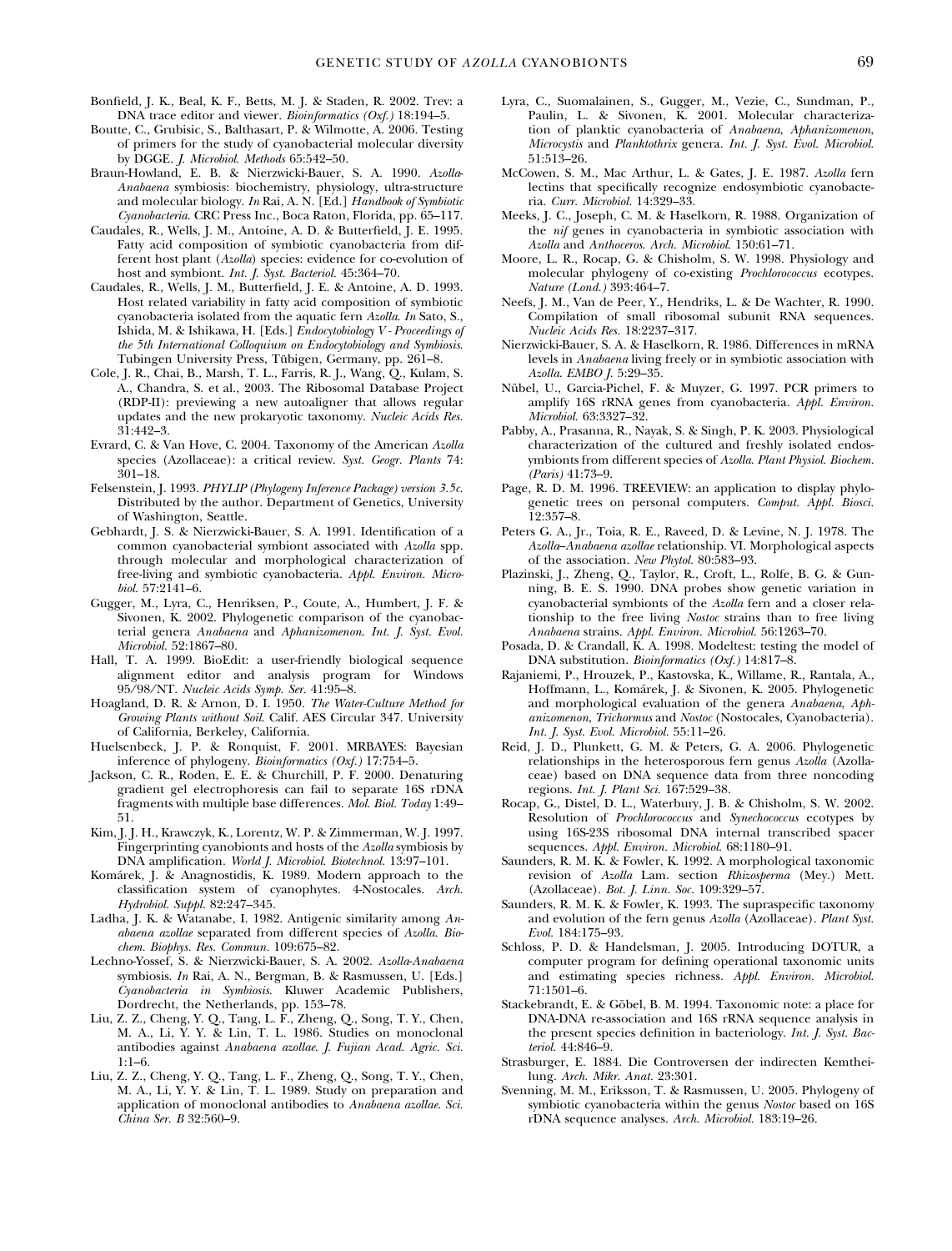Bonfield, J. K., Beal, K. F., Betts, M. J. & Staden, R. 2002. Trev: a DNA trace editor and viewer. *Bioinformatics (Oxf.)* 18:194–5.

Boutte, C., Grubisic, S., Balthasart, P. & Wilmotte, A. 2006. Testing of primers for the study of cyanobacterial molecular diversity by DGGE. *J. Microbiol. Methods* 65:542–50.

Braun-Howland, E. B. & Nierzwicki-Bauer, S. A. 1990. *Azolla-Anabaena* symbiosis: biochemistry, physiology, ultra-structure and molecular biology. *In* Rai, A. N. [Ed.] *Handbook of Symbiotic Cyanobacteria*. CRC Press Inc., Boca Raton, Florida, pp. 65–117.

Caudales, R., Wells, J. M., Antoine, A. D. & Butterfield, J. E. 1995. Fatty acid composition of symbiotic cyanobacteria from different host plant (*Azolla*) species: evidence for co-evolution of host and symbiont. *Int. J. Syst. Bacteriol.* 45:364–70.

Caudales, R., Wells, J. M., Butterfield, J. E. & Antoine, A. D. 1993. Host related variability in fatty acid composition of symbiotic cyanobacteria isolated from the aquatic fern *Azolla*. *In* Sato, S., Ishida, M. & Ishikawa, H. [Eds.] *Endocytobiology V - Proceedings of the 5th International Colloquium on Endocytobiology and Symbiosis*. Tubingen University Press, Tübigen, Germany, pp. 261–8.

Cole, J. R., Chai, B., Marsh, T. L., Farris, R. J., Wang, Q., Kulam, S. A., Chandra, S. et al., 2003. The Ribosomal Database Project (RDP-II): previewing a new autoaligner that allows regular updates and the new prokaryotic taxonomy. *Nucleic Acids Res.* 31:442–3.

Evrard, C. & Van Hove, C. 2004. Taxonomy of the American *Azolla* species (Azollaceae): a critical review. *Syst. Geogr. Plants* 74: 301–18.

Felsenstein, J. 1993. *PHYLIP (Phylogeny Inference Package) version 3.5c*. Distributed by the author. Department of Genetics, University of Washington, Seattle.

Gebhardt, J. S. & Nierzwicki-Bauer, S. A. 1991. Identification of a common cyanobacterial symbiont associated with *Azolla* spp. through molecular and morphological characterization of free-living and symbiotic cyanobacteria. *Appl. Environ. Microbiol.* 57:2141–6.

Gugger, M., Lyra, C., Henriksen, P., Coute, A., Humbert, J. F. & Sivonen, K. 2002. Phylogenetic comparison of the cyanobacterial genera *Anabaena* and *Aphanizomenon*. *Int. J. Syst. Evol. Microbiol.* 52:1867–80.

Hall, T. A. 1999. BioEdit: a user-friendly biological sequence alignment editor and analysis program for Windows 95/98/NT. *Nucleic Acids Symp. Ser.* 41:95–8.

Hoagland, D. R. & Arnon, D. I. 1950. *The Water-Culture Method for Growing Plants without Soil*. Calif. AES Circular 347. University of California, Berkeley, California.

Huelsenbeck, J. P. & Ronquist, F. 2001. MRBAYES: Bayesian inference of phylogeny. *Bioinformatics (Oxf.)* 17:754–5.

Jackson, C. R., Roden, E. E. & Churchill, P. F. 2000. Denaturing gradient gel electrophoresis can fail to separate 16S rDNA fragments with multiple base differences. *Mol. Biol. Today* 1:49–51.

Kim, J. J. H., Krawczyk, K., Lorentz, W. P. & Zimmerman, W. J. 1997. Fingerprinting cyanobionts and hosts of the *Azolla* symbiosis by DNA amplification. *World J. Microbiol. Biotechnol.* 13:97–101.

Komárek, J. & Anagnostidis, K. 1989. Modern approach to the classification system of cyanophytes. 4-Nostocales. *Arch. Hydrobiol. Suppl.* 82:247–345.

Ladha, J. K. & Watanabe, I. 1982. Antigenic similarity among *Anabaena azollae* separated from different species of *Azolla*. *Biochem. Biophys. Res. Commun.* 109:675–82.

Lechno-Yossef, S. & Nierzwicki-Bauer, S. A. 2002. *Azolla-Anabaena* symbiosis. *In* Rai, A. N., Bergman, B. & Rasmussen, U. [Eds.] *Cyanobacteria in Symbiosis*. Kluwer Academic Publishers, Dordrecht, the Netherlands, pp. 153–78.

Liu, Z. Z., Cheng, Y. Q., Tang, L. F., Zheng, Q., Song, T. Y., Chen, M. A., Li, Y. Y. & Lin, T. L. 1986. Studies on monoclonal antibodies against *Anabaena azollae*. *J. Fujian Acad. Agric. Sci.* 1:1–6.

Liu, Z. Z., Cheng, Y. Q., Tang, L. F., Zheng, Q., Song, T. Y., Chen, M. A., Li, Y. Y. & Lin, T. L. 1989. Study on preparation and application of monoclonal antibodies to *Anabaena azollae*. *Sci. China Ser. B* 32:560–9.

Lyra, C., Suomalainen, S., Gugger, M., Vezie, C., Sundman, P., Paulin, L. & Sivonen, K. 2001. Molecular characterization of planktic cyanobacteria of *Anabaena*, *Aphanizomenon*, *Microcystis* and *Planktothrix* genera. *Int. J. Syst. Evol. Microbiol.* 51:513–26.

McCowen, S. M., Mac Arthur, L. & Gates, J. E. 1987. *Azolla* fern lectins that specifically recognize endosymbiotic cyanobacteria. *Curr. Microbiol.* 14:329–33.

Meeks, J. C., Joseph, C. M. & Haselkorn, R. 1988. Organization of the *nif* genes in cyanobacteria in symbiotic association with *Azolla* and *Anthoceros*. *Arch. Microbiol.* 150:61–71.

Moore, L. R., Rocap, G. & Chisholm, S. W. 1998. Physiology and molecular phylogeny of co-existing *Prochlorococcus* ecotypes. *Nature (Lond.)* 393:464–7.

Neefs, J. M., Van de Peer, Y., Hendriks, L. & De Wachter, R. 1990. Compilation of small ribosomal subunit RNA sequences. *Nucleic Acids Res.* 18:2237–317.

Nierzwicki-Bauer, S. A. & Haselkorn, R. 1986. Differences in mRNA levels in *Anabaena* living freely or in symbiotic association with *Azolla*. *EMBO J.* 5:29–35.

Nübel, U., Garcia-Pichel, F. & Muyzer, G. 1997. PCR primers to amplify 16S rRNA genes from cyanobacteria. *Appl. Environ. Microbiol.* 63:3327–32.

Pabby, A., Prasanna, R., Nayak, S. & Singh, P. K. 2003. Physiological characterization of the cultured and freshly isolated endosymbionts from different species of *Azolla*. *Plant Physiol. Biochem. (Paris)* 41:73–9.

Page, R. D. M. 1996. TREEVIEW: an application to display phylogenetic trees on personal computers. *Comput. Appl. Biosci.* 12:357–8.

Peters G. A., Jr., Toia, R. E., Raveed, D. & Levine, N. J. 1978. The *Azolla–Anabaena azollae* relationship. VI. Morphological aspects of the association. *New Phytol.* 80:583–93.

Plazinski, J., Zheng, Q., Taylor, R., Croft, L., Rolfe, B. G. & Gunning, B. E. S. 1990. DNA probes show genetic variation in cyanobacterial symbionts of the *Azolla* fern and a closer relationship to the free living *Nostoc* strains than to free living *Anabaena* strains. *Appl. Environ. Microbiol.* 56:1263–70.

Posada, D. & Crandall, K. A. 1998. Modeltest: testing the model of DNA substitution. *Bioinformatics (Oxf.)* 14:817–8.

Rajaniemi, P., Hrouzek, P., Kastovska, K., Willame, R., Rantala, A., Hoffmann, L., Komárek, J. & Sivonen, K. 2005. Phylogenetic and morphological evaluation of the genera *Anabaena*, *Aphanizomenon*, *Trichormus* and *Nostoc* (Nostocales, Cyanobacteria). *Int. J. Syst. Evol. Microbiol.* 55:11–26.

Reid, J. D., Plunkett, G. M. & Peters, G. A. 2006. Phylogenetic relationships in the heterosporous fern genus *Azolla* (Azollaceae) based on DNA sequence data from three noncoding regions. *Int. J. Plant Sci.* 167:529–38.

Rocap, G., Distel, D. L., Waterbury, J. B. & Chisholm, S. W. 2002. Resolution of *Prochlorococcus* and *Synechococcus* ecotypes by using 16S-23S ribosomal DNA internal transcribed spacer sequences. *Appl. Environ. Microbiol.* 68:1180–91.

Saunders, R. M. K. & Fowler, K. 1992. A morphological taxonomic revision of *Azolla* Lam. section *Rhizosperma* (Mey.) Mett. (Azollaceae). *Bot. J. Linn. Soc.* 109:329–57.

Saunders, R. M. K. & Fowler, K. 1993. The supraspecific taxonomy and evolution of the fern genus *Azolla* (Azollaceae). *Plant Syst. Evol.* 184:175–93.

Schloss, P. D. & Handelsman, J. 2005. Introducing DOTUR, a computer program for defining operational taxonomic units and estimating species richness. *Appl. Environ. Microbiol.* 71:1501–6.

Stackebrandt, E. & Göbel, B. M. 1994. Taxonomic note: a place for DNA-DNA re-association and 16S rRNA sequence analysis in the present species definition in bacteriology. *Int. J. Syst. Bacteriol.* 44:846–9.

Strasburger, E. 1884. Die Controversen der indirecten Kerntheilung. *Arch. Mikr. Anat.* 23:301.

Svenning, M. M., Eriksson, T. & Rasmussen, U. 2005. Phylogeny of symbiotic cyanobacteria within the genus *Nostoc* based on 16S rDNA sequence analyses. *Arch. Microbiol.* 183:19–26.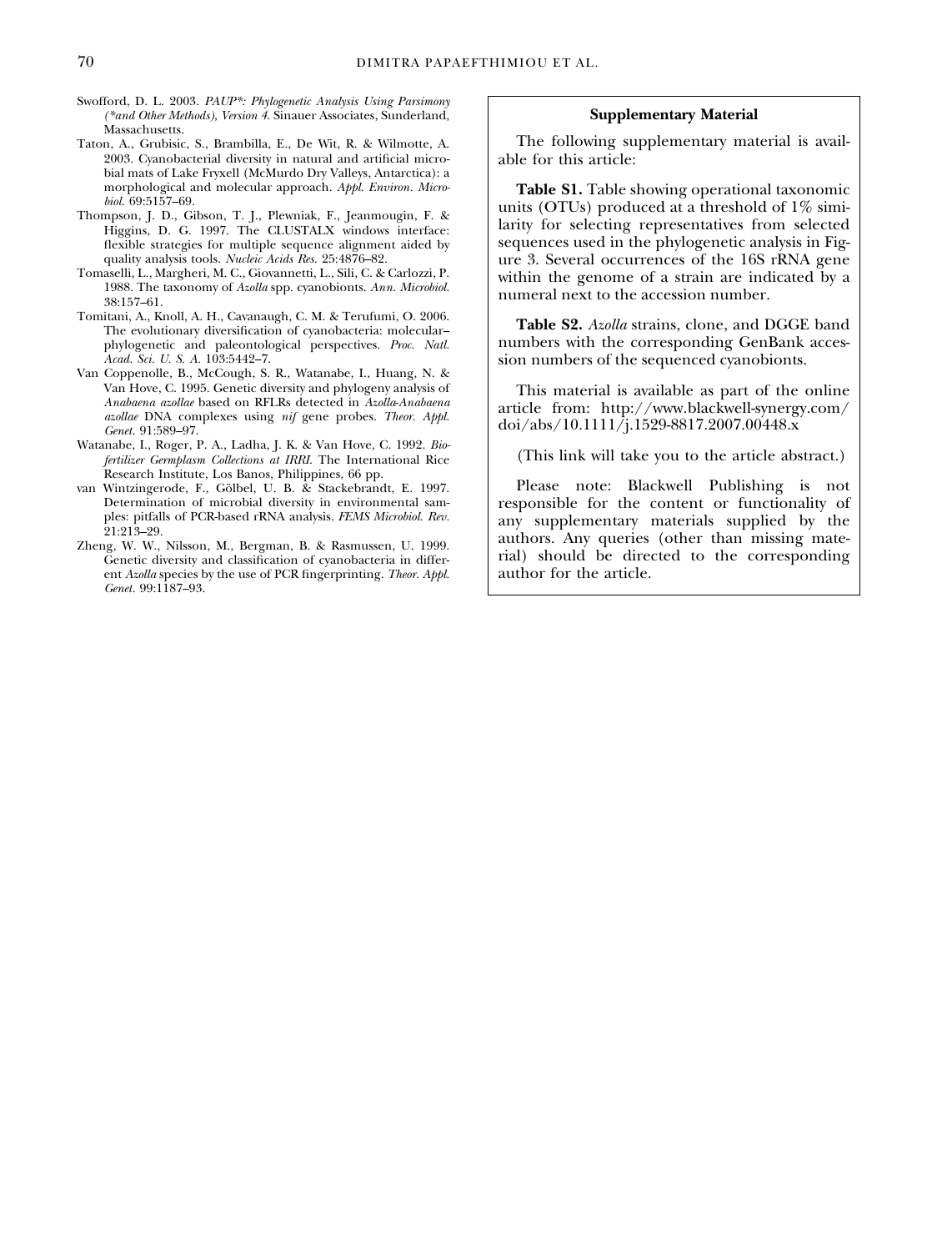Swofford, D. L. 2003. *PAUP*: Phylogenetic Analysis Using Parsimony (*and Other Methods), Version 4.* Sinauer Associates, Sunderland, Massachusetts.

Taton, A., Grubisic, S., Brambilla, E., De Wit, R. & Wilmotte, A. 2003. Cyanobacterial diversity in natural and artificial microbial mats of Lake Fryxell (McMurdo Dry Valleys, Antarctica): a morphological and molecular approach. *Appl. Environ. Microbiol.* 69:5157–69.

Thompson, J. D., Gibson, T. J., Plewniak, F., Jeanmougin, F. & Higgins, D. G. 1997. The CLUSTALX windows interface: flexible strategies for multiple sequence alignment aided by quality analysis tools. *Nucleic Acids Res.* 25:4876–82.

Tomaselli, L., Margheri, M. C., Giovannetti, L., Sili, C. & Carlozzi, P. 1988. The taxonomy of *Azolla* spp. cyanobionts. *Ann. Microbiol.* 38:157–61.

Tomitani, A., Knoll, A. H., Cavanaugh, C. M. & Terufumi, O. 2006. The evolutionary diversification of cyanobacteria: molecular–phylogenetic and paleontological perspectives. *Proc. Natl. Acad. Sci. U. S. A.* 103:5442–7.

Van Coppenolle, B., McCough, S. R., Watanabe, I., Huang, N. & Van Hove, C. 1995. Genetic diversity and phylogeny analysis of *Anabaena azollae* based on RFLRs detected in *Azolla-Anabaena azollae* DNA complexes using *nif* gene probes. *Theor. Appl. Genet.* 91:589–97.

Watanabe, I., Roger, P. A., Ladha, J. K. & Van Hove, C. 1992. *Biofertilizer Germplasm Collections at IRRI*. The International Rice Research Institute, Los Banos, Philippines, 66 pp.

van Wintzingerode, F., Göbel, U. B. & Stackebrandt, E. 1997. Determination of microbial diversity in environmental samples: pitfalls of PCR-based rRNA analysis. *FEMS Microbiol. Rev.* 21:213–29.

Zheng, W. W., Nilsson, M., Bergman, B. & Rasmussen, U. 1999. Genetic diversity and classification of cyanobacteria in different *Azolla* species by the use of PCR fingerprinting. *Theor. Appl. Genet.* 99:1187–93.

**Supplementary Material**

The following supplementary material is available for this article:

**Table S1.** Table showing operational taxonomic units (OTUs) produced at a threshold of 1% similarity for selecting representatives from selected sequences used in the phylogenetic analysis in Figure 3. Several occurrences of the 16S rRNA gene within the genome of a strain are indicated by a numeral next to the accession number.

**Table S2.** *Azolla* strains, clone, and DGGE band numbers with the corresponding GenBank accession numbers of the sequenced cyanobionts.

This material is available as part of the online article from: http://www.blackwell-synergy.com/doi/abs/10.1111/j.1529-8817.2007.00448.x

(This link will take you to the article abstract.)

Please note: Blackwell Publishing is not responsible for the content or functionality of any supplementary materials supplied by the authors. Any queries (other than missing material) should be directed to the corresponding author for the article.